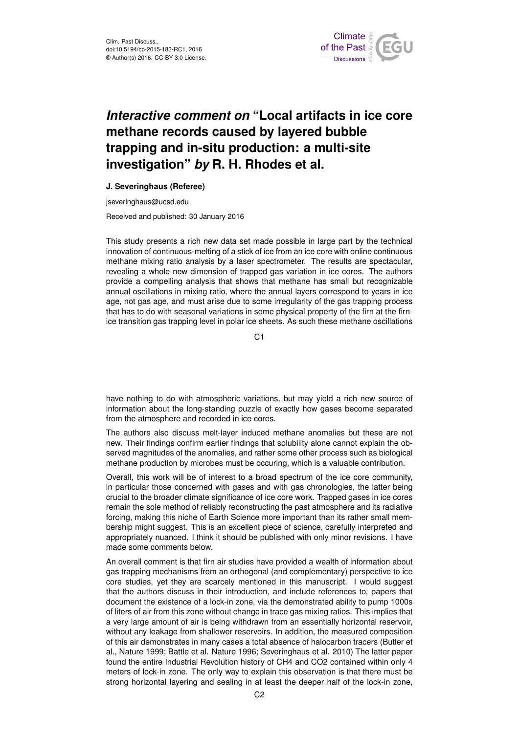# *Interactive comment on* "Local artifacts in ice core methane records caused by layered bubble trapping and in-situ production: a multi-site investigation" *by* R. H. Rhodes et al.

**J. Severinghaus (Referee)**

jseveringhaus@ucsd.edu

Received and published: 30 January 2016

This study presents a rich new data set made possible in large part by the technical innovation of continuous-melting of a stick of ice from an ice core with online continuous methane mixing ratio analysis by a laser spectrometer. The results are spectacular, revealing a whole new dimension of trapped gas variation in ice cores. The authors provide a compelling analysis that shows that methane has small but recognizable annual oscillations in mixing ratio, where the annual layers correspond to years in ice age, not gas age, and must arise due to some irregularity of the gas trapping process that has to do with seasonal variations in some physical property of the firn at the firn-ice transition gas trapping level in polar ice sheets. As such these methane oscillations have nothing to do with atmospheric variations, but may yield a rich new source of information about the long-standing puzzle of exactly how gases become separated from the atmosphere and recorded in ice cores.

The authors also discuss melt-layer induced methane anomalies but these are not new. Their findings confirm earlier findings that solubility alone cannot explain the observed magnitudes of the anomalies, and rather some other process such as biological methane production by microbes must be occuring, which is a valuable contribution.

Overall, this work will be of interest to a broad spectrum of the ice core community, in particular those concerned with gases and with gas chronologies, the latter being crucial to the broader climate significance of ice core work. Trapped gases in ice cores remain the sole method of reliably reconstructing the past atmosphere and its radiative forcing, making this niche of Earth Science more important than its rather small membership might suggest. This is an excellent piece of science, carefully interpreted and appropriately nuanced. I think it should be published with only minor revisions. I have made some comments below.

An overall comment is that firn air studies have provided a wealth of information about gas trapping mechanisms from an orthogonal (and complementary) perspective to ice core studies, yet they are scarcely mentioned in this manuscript. I would suggest that the authors discuss in their introduction, and include references to, papers that document the existence of a lock-in zone, via the demonstrated ability to pump 1000s of liters of air from this zone without change in trace gas mixing ratios. This implies that a very large amount of air is being withdrawn from an essentially horizontal reservoir, without any leakage from shallower reservoirs. In addition, the measured composition of this air demonstrates in many cases a total absence of halocarbon tracers (Butler et al., Nature 1999; Battle et al. Nature 1996; Severinghaus et al. 2010) The latter paper found the entire Industrial Revolution history of $CH_4$ and $CO_2$ contained within only 4 meters of lock-in zone. The only way to explain this observation is that there must be strong horizontal layering and sealing in at least the deeper half of the lock-in zone,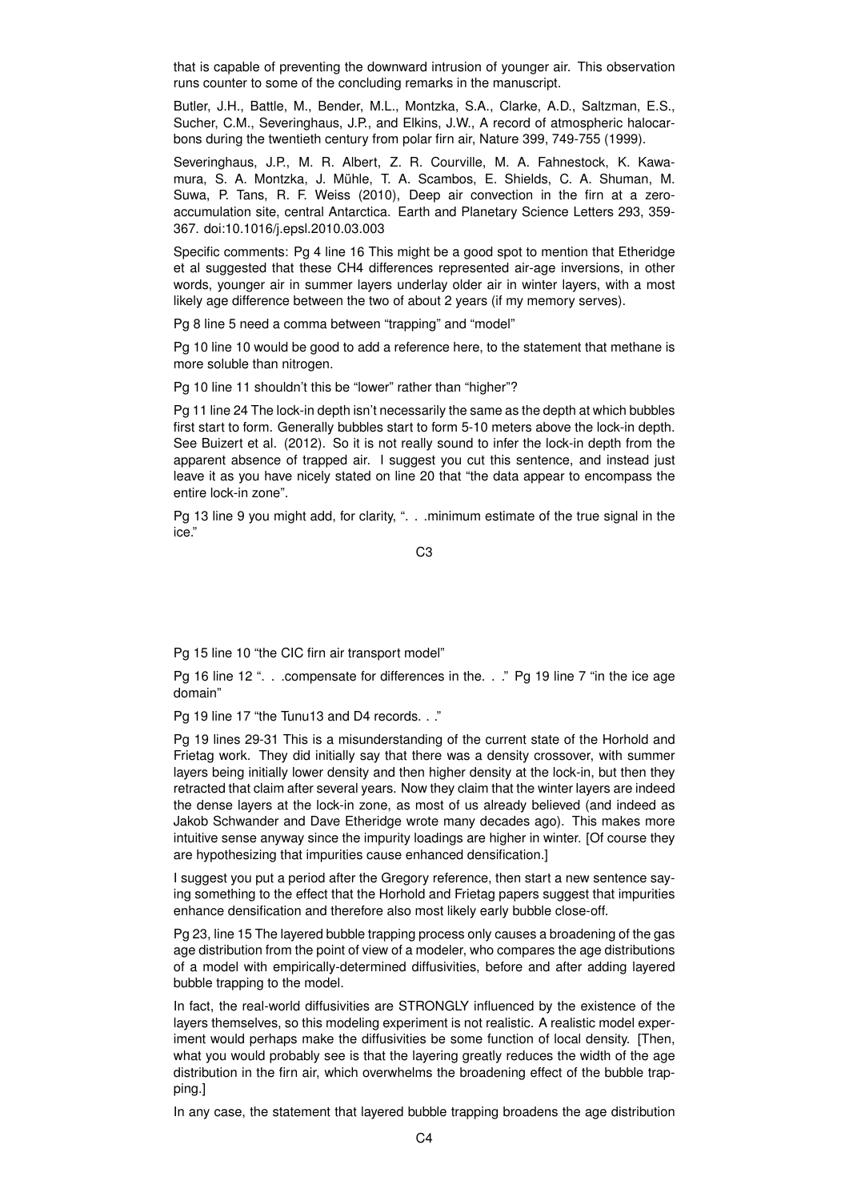that is capable of preventing the downward intrusion of younger air. This observation runs counter to some of the concluding remarks in the manuscript.

Butler, J.H., Battle, M., Bender, M.L., Montzka, S.A., Clarke, A.D., Saltzman, E.S., Sucher, C.M., Severinghaus, J.P., and Elkins, J.W., A record of atmospheric halocarbons during the twentieth century from polar firn air, Nature 399, 749-755 (1999).

Severinghaus, J.P., M. R. Albert, Z. R. Courville, M. A. Fahnestock, K. Kawamura, S. A. Montzka, J. Mühle, T. A. Scambos, E. Shields, C. A. Shuman, M. Suwa, P. Tans, R. F. Weiss (2010), Deep air convection in the firn at a zero-accumulation site, central Antarctica. Earth and Planetary Science Letters 293, 359-367. doi:10.1016/j.epsl.2010.03.003

Specific comments: Pg 4 line 16 This might be a good spot to mention that Etheridge et al suggested that these CH4 differences represented air-age inversions, in other words, younger air in summer layers underlay older air in winter layers, with a most likely age difference between the two of about 2 years (if my memory serves).

Pg 8 line 5 need a comma between "trapping" and "model"

Pg 10 line 10 would be good to add a reference here, to the statement that methane is more soluble than nitrogen.

Pg 10 line 11 shouldn't this be "lower" rather than "higher"?

Pg 11 line 24 The lock-in depth isn't necessarily the same as the depth at which bubbles first start to form. Generally bubbles start to form 5-10 meters above the lock-in depth. See Buizert et al. (2012). So it is not really sound to infer the lock-in depth from the apparent absence of trapped air. I suggest you cut this sentence, and instead just leave it as you have nicely stated on line 20 that "the data appear to encompass the entire lock-in zone".

Pg 13 line 9 you might add, for clarity, ". . .minimum estimate of the true signal in the ice."

Pg 15 line 10 "the CIC firn air transport model"

Pg 16 line 12 ". . .compensate for differences in the. . ." Pg 19 line 7 "in the ice age domain"

Pg 19 line 17 "the Tunu13 and D4 records. . ."

Pg 19 lines 29-31 This is a misunderstanding of the current state of the Horhold and Frietag work. They did initially say that there was a density crossover, with summer layers being initially lower density and then higher density at the lock-in, but then they retracted that claim after several years. Now they claim that the winter layers are indeed the dense layers at the lock-in zone, as most of us already believed (and indeed as Jakob Schwander and Dave Etheridge wrote many decades ago). This makes more intuitive sense anyway since the impurity loadings are higher in winter. [Of course they are hypothesizing that impurities cause enhanced densification.]

I suggest you put a period after the Gregory reference, then start a new sentence saying something to the effect that the Horhold and Frietag papers suggest that impurities enhance densification and therefore also most likely early bubble close-off.

Pg 23, line 15 The layered bubble trapping process only causes a broadening of the gas age distribution from the point of view of a modeler, who compares the age distributions of a model with empirically-determined diffusivities, before and after adding layered bubble trapping to the model.

In fact, the real-world diffusivities are STRONGLY influenced by the existence of the layers themselves, so this modeling experiment is not realistic. A realistic model experiment would perhaps make the diffusivities be some function of local density. [Then, what you would probably see is that the layering greatly reduces the width of the age distribution in the firn air, which overwhelms the broadening effect of the bubble trapping.]

In any case, the statement that layered bubble trapping broadens the age distribution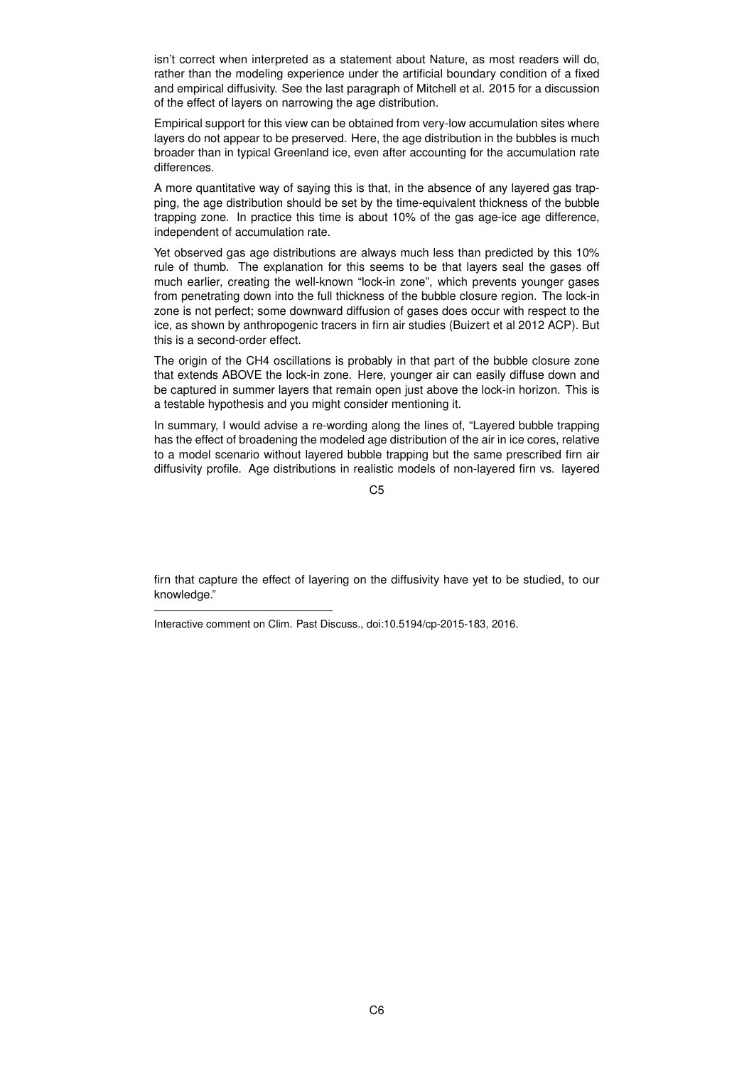isn't correct when interpreted as a statement about Nature, as most readers will do, rather than the modeling experience under the artificial boundary condition of a fixed and empirical diffusivity. See the last paragraph of Mitchell et al. 2015 for a discussion of the effect of layers on narrowing the age distribution.

Empirical support for this view can be obtained from very-low accumulation sites where layers do not appear to be preserved. Here, the age distribution in the bubbles is much broader than in typical Greenland ice, even after accounting for the accumulation rate differences.

A more quantitative way of saying this is that, in the absence of any layered gas trapping, the age distribution should be set by the time-equivalent thickness of the bubble trapping zone. In practice this time is about 10% of the gas age-ice age difference, independent of accumulation rate.

Yet observed gas age distributions are always much less than predicted by this 10% rule of thumb. The explanation for this seems to be that layers seal the gases off much earlier, creating the well-known "lock-in zone", which prevents younger gases from penetrating down into the full thickness of the bubble closure region. The lock-in zone is not perfect; some downward diffusion of gases does occur with respect to the ice, as shown by anthropogenic tracers in firn air studies (Buizert et al 2012 ACP). But this is a second-order effect.

The origin of the $CH_4$ oscillations is probably in that part of the bubble closure zone that extends ABOVE the lock-in zone. Here, younger air can easily diffuse down and be captured in summer layers that remain open just above the lock-in horizon. This is a testable hypothesis and you might consider mentioning it.

In summary, I would advise a re-wording along the lines of, "Layered bubble trapping has the effect of broadening the modeled age distribution of the air in ice cores, relative to a model scenario without layered bubble trapping but the same prescribed firn air diffusivity profile. Age distributions in realistic models of non-layered firn vs. layered firn that capture the effect of layering on the diffusivity have yet to be studied, to our knowledge."

Interactive comment on Clim. Past Discuss., doi:10.5194/cp-2015-183, 2016.